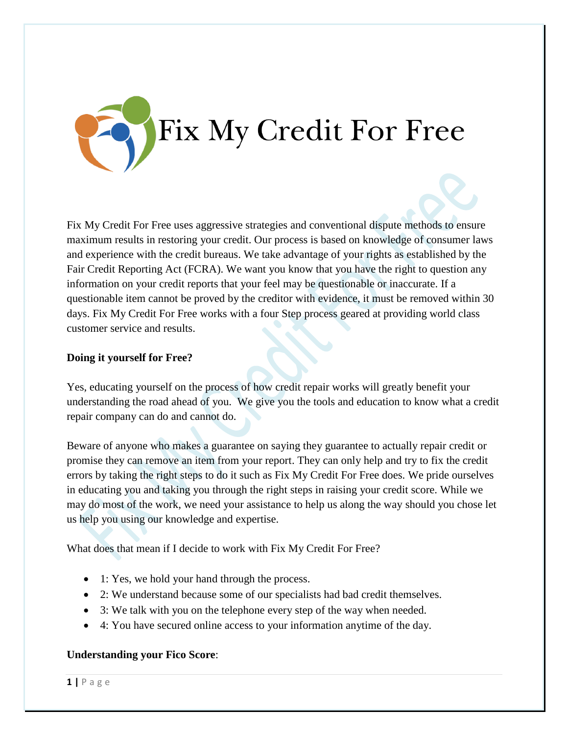# Fix My Credit For Free

Fix My Credit For Free uses aggressive strategies and conventional dispute methods to ensure maximum results in restoring your credit. Our process is based on knowledge of consumer laws and experience with the credit bureaus. We take advantage of your rights as established by the Fair Credit Reporting Act (FCRA). We want you know that you have the right to question any information on your credit reports that your feel may be questionable or inaccurate. If a questionable item cannot be proved by the creditor with evidence, it must be removed within 30 days. Fix My Credit For Free works with a four Step process geared at providing world class customer service and results.

**Doing it yourself for Free?**

Yes, educating yourself on the process of how credit repair works will greatly benefit your understanding the road ahead of you. We give you the tools and education to know what a credit repair company can do and cannot do.

Beware of anyone who makes a guarantee on saying they guarantee to actually repair credit or promise they can remove an item from your report. They can only help and try to fix the credit errors by taking the right steps to do it such as Fix My Credit For Free does. We pride ourselves in educating you and taking you through the right steps in raising your credit score. While we may do most of the work, we need your assistance to help us along the way should you chose let us help you using our knowledge and expertise.

What does that mean if I decide to work with Fix My Credit For Free?

- 1: Yes, we hold your hand through the process.
- 2: We understand because some of our specialists had bad credit themselves.
- 3: We talk with you on the telephone every step of the way when needed.
- 4: You have secured online access to your information anytime of the day.

**Understanding your Fico Score**: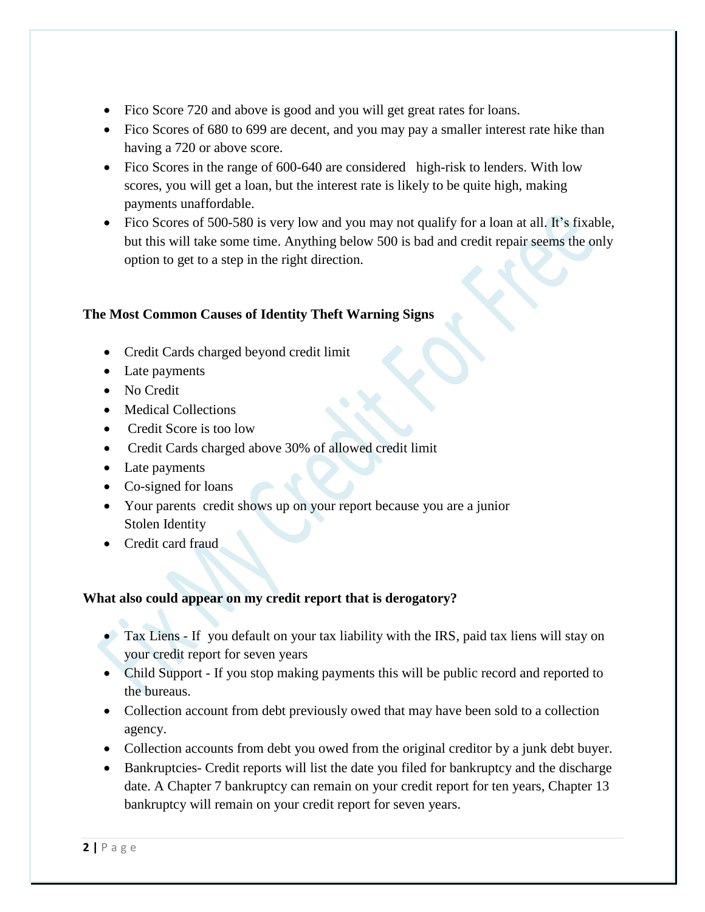- Fico Score 720 and above is good and you will get great rates for loans.
- Fico Scores of 680 to 699 are decent, and you may pay a smaller interest rate hike than having a 720 or above score.
- Fico Scores in the range of 600-640 are considered high-risk to lenders. With low scores, you will get a loan, but the interest rate is likely to be quite high, making payments unaffordable.
- Fico Scores of 500-580 is very low and you may not qualify for a loan at all. It's fixable, but this will take some time. Anything below 500 is bad and credit repair seems the only option to get to a step in the right direction.

**The Most Common Causes of Identity Theft Warning Signs**

- Credit Cards charged beyond credit limit
- Late payments
- No Credit
- Medical Collections
- Credit Score is too low
- Credit Cards charged above 30% of allowed credit limit
- Late payments
- Co-signed for loans
- Your parents credit shows up on your report because you are a junior Stolen Identity
- Credit card fraud

**What also could appear on my credit report that is derogatory?**

- Tax Liens - If you default on your tax liability with the IRS, paid tax liens will stay on your credit report for seven years
- Child Support - If you stop making payments this will be public record and reported to the bureaus.
- Collection account from debt previously owed that may have been sold to a collection agency.
- Collection accounts from debt you owed from the original creditor by a junk debt buyer.
- Bankruptcies- Credit reports will list the date you filed for bankruptcy and the discharge date. A Chapter 7 bankruptcy can remain on your credit report for ten years, Chapter 13 bankruptcy will remain on your credit report for seven years.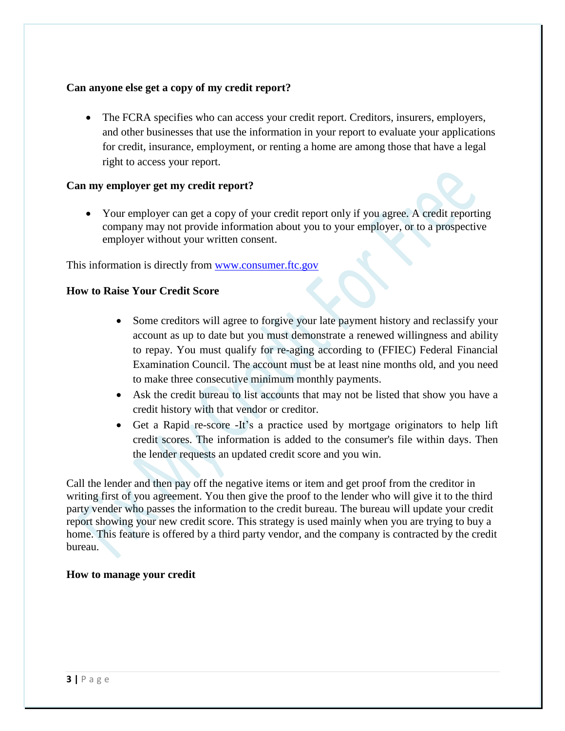**Can anyone else get a copy of my credit report?**

- The FCRA specifies who can access your credit report. Creditors, insurers, employers, and other businesses that use the information in your report to evaluate your applications for credit, insurance, employment, or renting a home are among those that have a legal right to access your report.

**Can my employer get my credit report?**

- Your employer can get a copy of your credit report only if you agree. A credit reporting company may not provide information about you to your employer, or to a prospective employer without your written consent.

This information is directly from [www.consumer.ftc.gov](http://www.consumer.ftc.gov)

**How to Raise Your Credit Score**

- Some creditors will agree to forgive your late payment history and reclassify your account as up to date but you must demonstrate a renewed willingness and ability to repay. You must qualify for re-aging according to (FFIEC) Federal Financial Examination Council. The account must be at least nine months old, and you need to make three consecutive minimum monthly payments.
- Ask the credit bureau to list accounts that may not be listed that show you have a credit history with that vendor or creditor.
- Get a Rapid re-score -It's a practice used by mortgage originators to help lift credit scores. The information is added to the consumer's file within days. Then the lender requests an updated credit score and you win.

Call the lender and then pay off the negative items or item and get proof from the creditor in writing first of you agreement. You then give the proof to the lender who will give it to the third party vender who passes the information to the credit bureau. The bureau will update your credit report showing your new credit score. This strategy is used mainly when you are trying to buy a home. This feature is offered by a third party vendor, and the company is contracted by the credit bureau.

**How to manage your credit**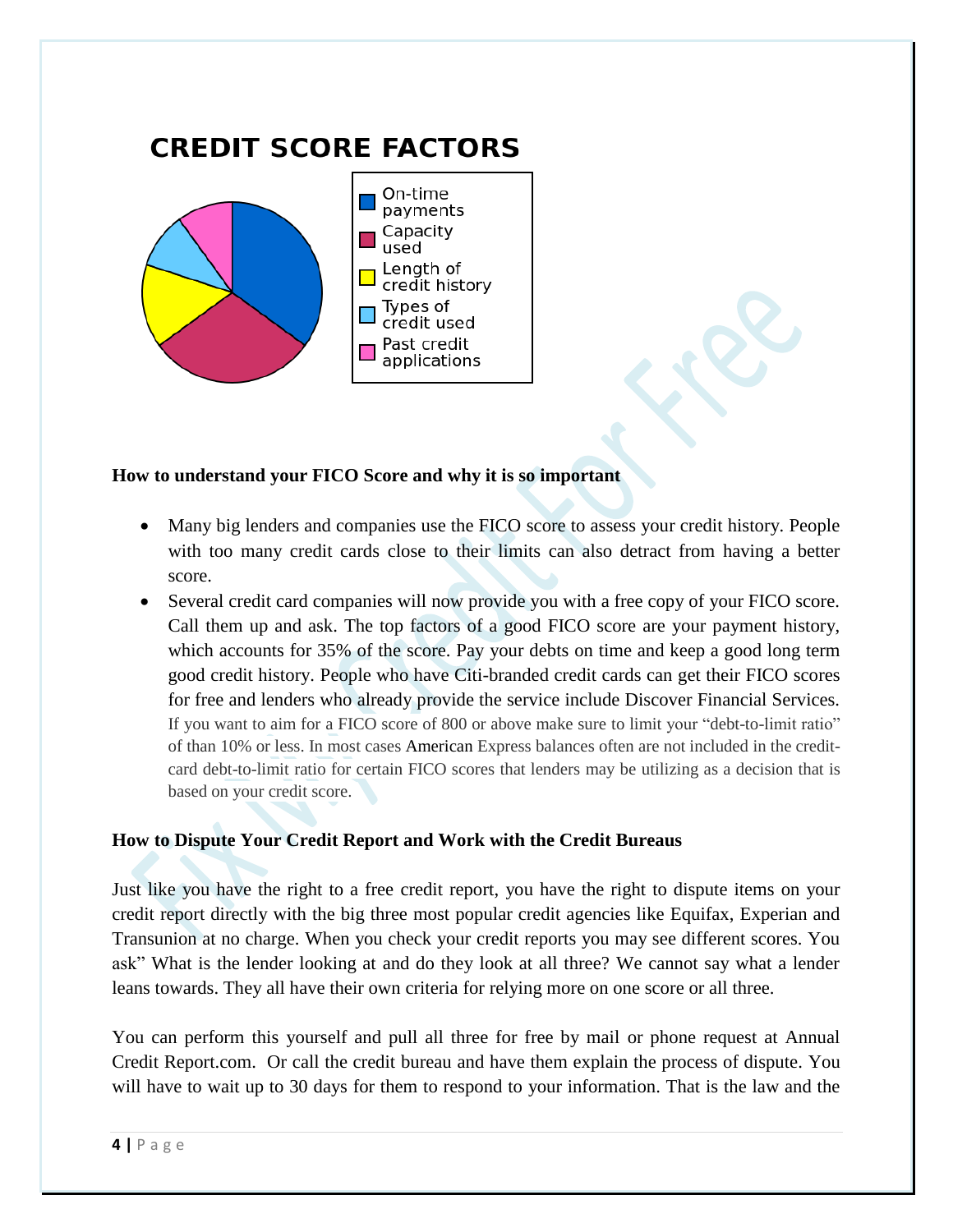## CREDIT SCORE FACTORS

- On-time payments
- Capacity used
- Length of credit history
- Types of credit used
- Past credit applications

**How to understand your FICO Score and why it is so important**

- Many big lenders and companies use the FICO score to assess your credit history. People with too many credit cards close to their limits can also detract from having a better score.
- Several credit card companies will now provide you with a free copy of your FICO score. Call them up and ask. The top factors of a good FICO score are your payment history, which accounts for 35% of the score. Pay your debts on time and keep a good long term good credit history. People who have Citi-branded credit cards can get their FICO scores for free and lenders who already provide the service include Discover Financial Services. If you want to aim for a FICO score of 800 or above make sure to limit your "debt-to-limit ratio" of than 10% or less. In most cases American Express balances often are not included in the credit-card debt-to-limit ratio for certain FICO scores that lenders may be utilizing as a decision that is based on your credit score.

**How to Dispute Your Credit Report and Work with the Credit Bureaus**

Just like you have the right to a free credit report, you have the right to dispute items on your credit report directly with the big three most popular credit agencies like Equifax, Experian and Transunion at no charge. When you check your credit reports you may see different scores. You ask" What is the lender looking at and do they look at all three? We cannot say what a lender leans towards. They all have their own criteria for relying more on one score or all three.

You can perform this yourself and pull all three for free by mail or phone request at Annual Credit Report.com. Or call the credit bureau and have them explain the process of dispute. You will have to wait up to 30 days for them to respond to your information. That is the law and the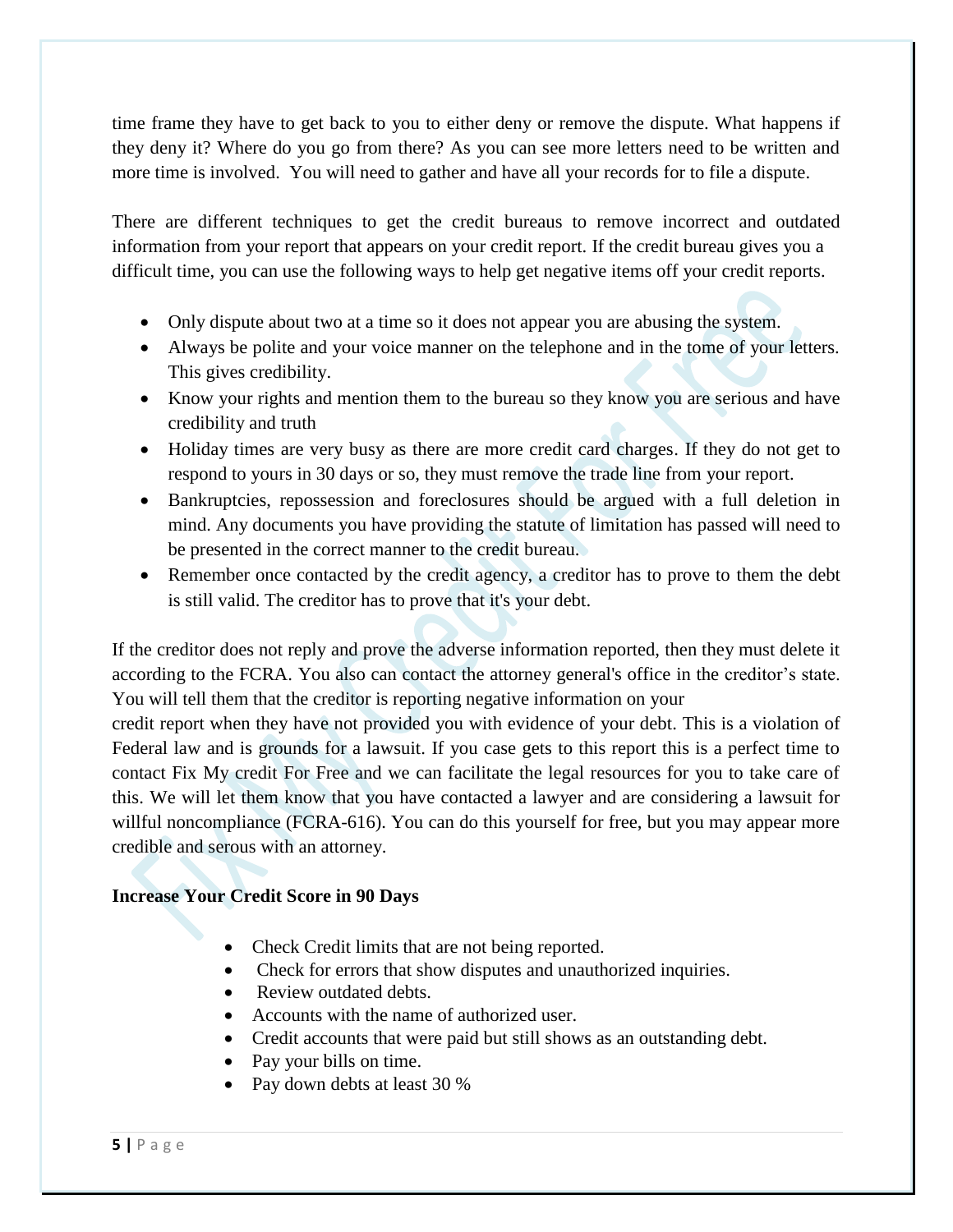time frame they have to get back to you to either deny or remove the dispute. What happens if they deny it? Where do you go from there? As you can see more letters need to be written and more time is involved. You will need to gather and have all your records for to file a dispute.

There are different techniques to get the credit bureaus to remove incorrect and outdated information from your report that appears on your credit report. If the credit bureau gives you a difficult time, you can use the following ways to help get negative items off your credit reports.

- Only dispute about two at a time so it does not appear you are abusing the system.
- Always be polite and your voice manner on the telephone and in the tome of your letters. This gives credibility.
- Know your rights and mention them to the bureau so they know you are serious and have credibility and truth
- Holiday times are very busy as there are more credit card charges. If they do not get to respond to yours in 30 days or so, they must remove the trade line from your report.
- Bankruptcies, repossession and foreclosures should be argued with a full deletion in mind. Any documents you have providing the statute of limitation has passed will need to be presented in the correct manner to the credit bureau.
- Remember once contacted by the credit agency, a creditor has to prove to them the debt is still valid. The creditor has to prove that it's your debt.

If the creditor does not reply and prove the adverse information reported, then they must delete it according to the FCRA. You also can contact the attorney general's office in the creditor's state. You will tell them that the creditor is reporting negative information on your credit report when they have not provided you with evidence of your debt. This is a violation of Federal law and is grounds for a lawsuit. If you case gets to this report this is a perfect time to contact Fix My credit For Free and we can facilitate the legal resources for you to take care of this. We will let them know that you have contacted a lawyer and are considering a lawsuit for willful noncompliance (FCRA-616). You can do this yourself for free, but you may appear more credible and serous with an attorney.

**Increase Your Credit Score in 90 Days**

- Check Credit limits that are not being reported.
- Check for errors that show disputes and unauthorized inquiries.
- Review outdated debts.
- Accounts with the name of authorized user.
- Credit accounts that were paid but still shows as an outstanding debt.
- Pay your bills on time.
- Pay down debts at least 30 %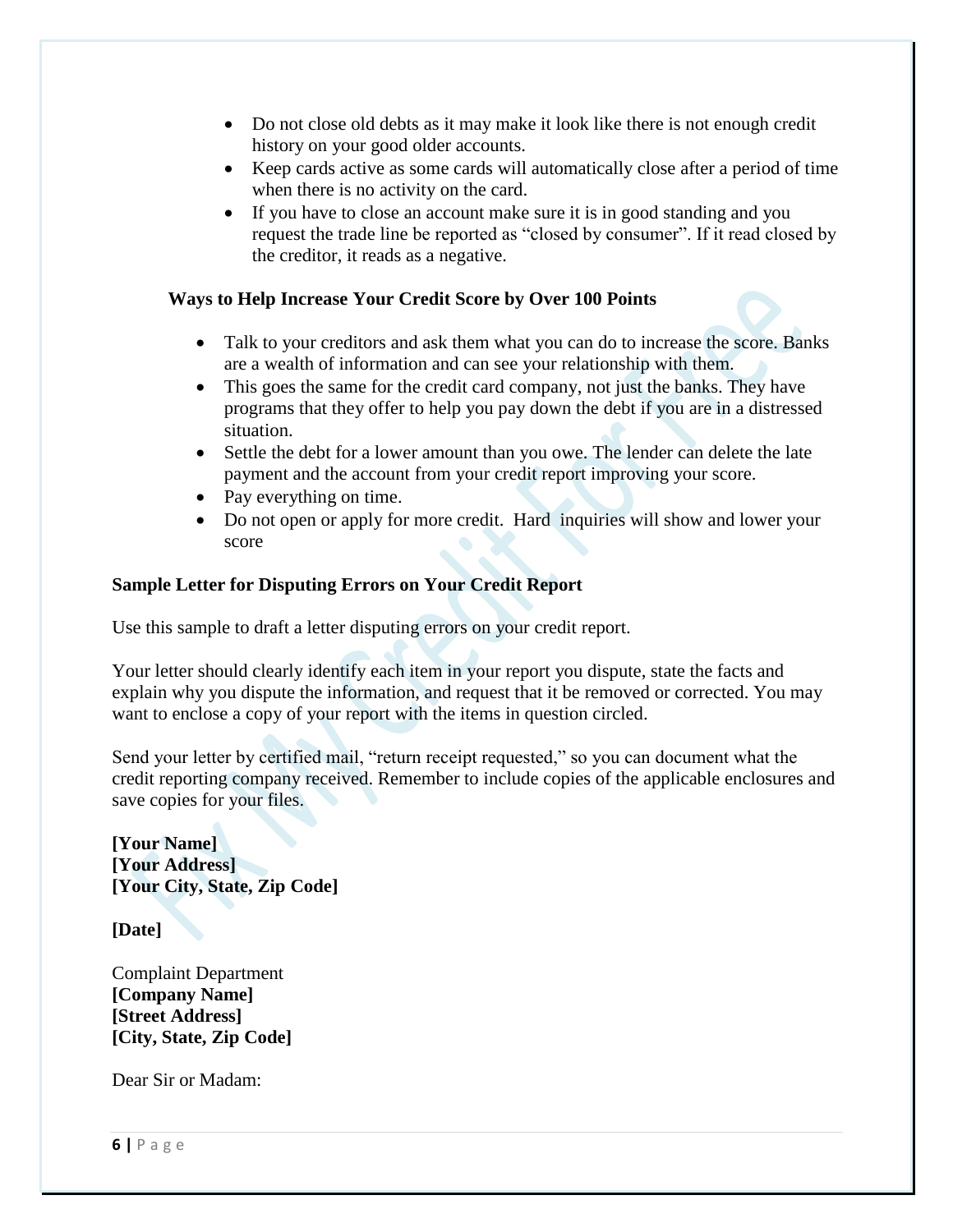- Do not close old debts as it may make it look like there is not enough credit history on your good older accounts.
- Keep cards active as some cards will automatically close after a period of time when there is no activity on the card.
- If you have to close an account make sure it is in good standing and you request the trade line be reported as "closed by consumer". If it read closed by the creditor, it reads as a negative.

**Ways to Help Increase Your Credit Score by Over 100 Points**

- Talk to your creditors and ask them what you can do to increase the score. Banks are a wealth of information and can see your relationship with them.
- This goes the same for the credit card company, not just the banks. They have programs that they offer to help you pay down the debt if you are in a distressed situation.
- Settle the debt for a lower amount than you owe. The lender can delete the late payment and the account from your credit report improving your score.
- Pay everything on time.
- Do not open or apply for more credit. Hard inquiries will show and lower your score

**Sample Letter for Disputing Errors on Your Credit Report**

Use this sample to draft a letter disputing errors on your credit report.

Your letter should clearly identify each item in your report you dispute, state the facts and explain why you dispute the information, and request that it be removed or corrected. You may want to enclose a copy of your report with the items in question circled.

Send your letter by certified mail, "return receipt requested," so you can document what the credit reporting company received. Remember to include copies of the applicable enclosures and save copies for your files.

**[Your Name]**
**[Your Address]**
**[Your City, State, Zip Code]**

**[Date]**

Complaint Department
**[Company Name]**
**[Street Address]**
**[City, State, Zip Code]**

Dear Sir or Madam: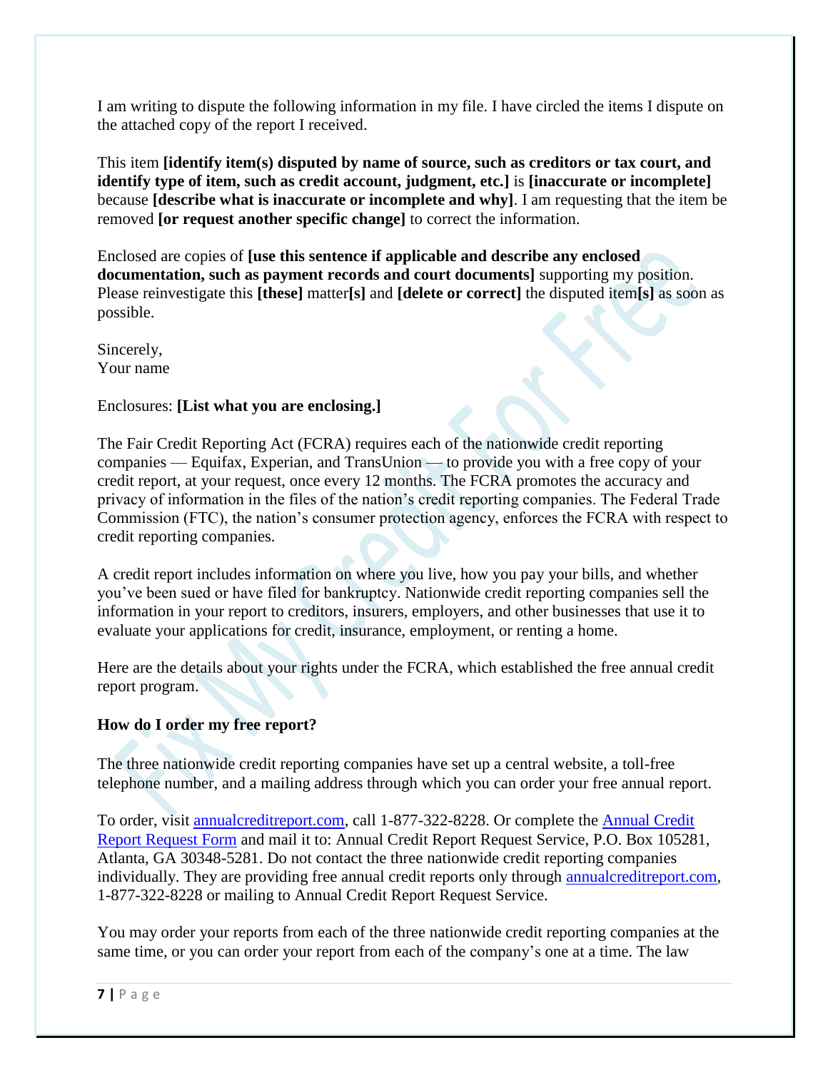I am writing to dispute the following information in my file. I have circled the items I dispute on the attached copy of the report I received.

This item **[identify item(s) disputed by name of source, such as creditors or tax court, and identify type of item, such as credit account, judgment, etc.]** is **[inaccurate or incomplete]** because **[describe what is inaccurate or incomplete and why]**. I am requesting that the item be removed **[or request another specific change]** to correct the information.

Enclosed are copies of **[use this sentence if applicable and describe any enclosed documentation, such as payment records and court documents]** supporting my position. Please reinvestigate this **[these]** matter**[s]** and **[delete or correct]** the disputed item**[s]** as soon as possible.

Sincerely,
Your name

Enclosures: **[List what you are enclosing.]**

The Fair Credit Reporting Act (FCRA) requires each of the nationwide credit reporting companies — Equifax, Experian, and TransUnion — to provide you with a free copy of your credit report, at your request, once every 12 months. The FCRA promotes the accuracy and privacy of information in the files of the nation's credit reporting companies. The Federal Trade Commission (FTC), the nation's consumer protection agency, enforces the FCRA with respect to credit reporting companies.

A credit report includes information on where you live, how you pay your bills, and whether you've been sued or have filed for bankruptcy. Nationwide credit reporting companies sell the information in your report to creditors, insurers, employers, and other businesses that use it to evaluate your applications for credit, insurance, employment, or renting a home.

Here are the details about your rights under the FCRA, which established the free annual credit report program.

**How do I order my free report?**

The three nationwide credit reporting companies have set up a central website, a toll-free telephone number, and a mailing address through which you can order your free annual report.

To order, visit annualcreditreport.com, call 1-877-322-8228. Or complete the Annual Credit Report Request Form and mail it to: Annual Credit Report Request Service, P.O. Box 105281, Atlanta, GA 30348-5281. Do not contact the three nationwide credit reporting companies individually. They are providing free annual credit reports only through annualcreditreport.com, 1-877-322-8228 or mailing to Annual Credit Report Request Service.

You may order your reports from each of the three nationwide credit reporting companies at the same time, or you can order your report from each of the company's one at a time. The law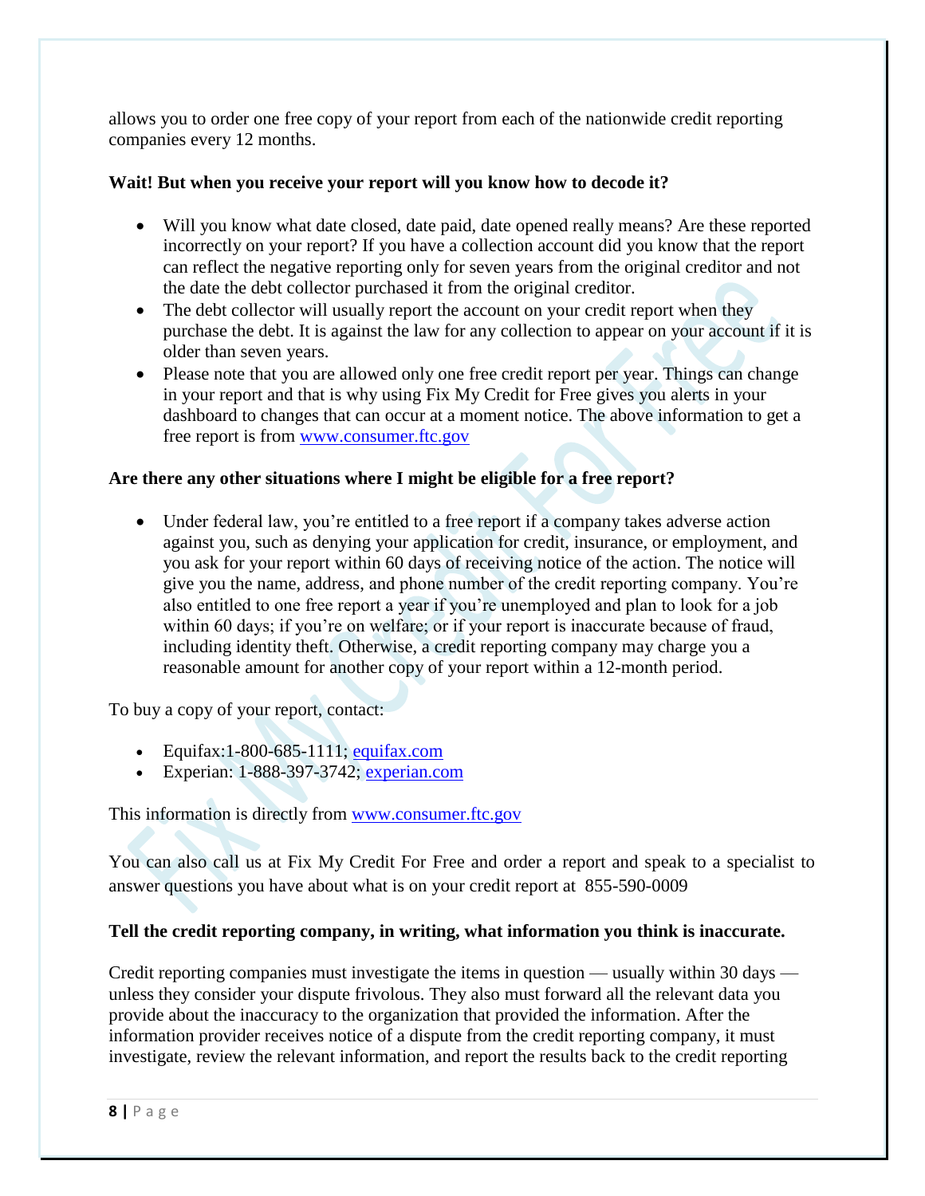allows you to order one free copy of your report from each of the nationwide credit reporting companies every 12 months.

**Wait! But when you receive your report will you know how to decode it?**

- Will you know what date closed, date paid, date opened really means? Are these reported incorrectly on your report? If you have a collection account did you know that the report can reflect the negative reporting only for seven years from the original creditor and not the date the debt collector purchased it from the original creditor.
- The debt collector will usually report the account on your credit report when they purchase the debt. It is against the law for any collection to appear on your account if it is older than seven years.
- Please note that you are allowed only one free credit report per year. Things can change in your report and that is why using Fix My Credit for Free gives you alerts in your dashboard to changes that can occur at a moment notice. The above information to get a free report is from [www.consumer.ftc.gov](www.consumer.ftc.gov)

**Are there any other situations where I might be eligible for a free report?**

- Under federal law, you're entitled to a free report if a company takes adverse action against you, such as denying your application for credit, insurance, or employment, and you ask for your report within 60 days of receiving notice of the action. The notice will give you the name, address, and phone number of the credit reporting company. You're also entitled to one free report a year if you're unemployed and plan to look for a job within 60 days; if you're on welfare; or if your report is inaccurate because of fraud, including identity theft. Otherwise, a credit reporting company may charge you a reasonable amount for another copy of your report within a 12-month period.

To buy a copy of your report, contact:

- Equifax:1-800-685-1111; [equifax.com](equifax.com)
- Experian: 1-888-397-3742; [experian.com](experian.com)

This information is directly from [www.consumer.ftc.gov](www.consumer.ftc.gov)

You can also call us at Fix My Credit For Free and order a report and speak to a specialist to answer questions you have about what is on your credit report at 855-590-0009

**Tell the credit reporting company, in writing, what information you think is inaccurate.**

Credit reporting companies must investigate the items in question — usually within 30 days — unless they consider your dispute frivolous. They also must forward all the relevant data you provide about the inaccuracy to the organization that provided the information. After the information provider receives notice of a dispute from the credit reporting company, it must investigate, review the relevant information, and report the results back to the credit reporting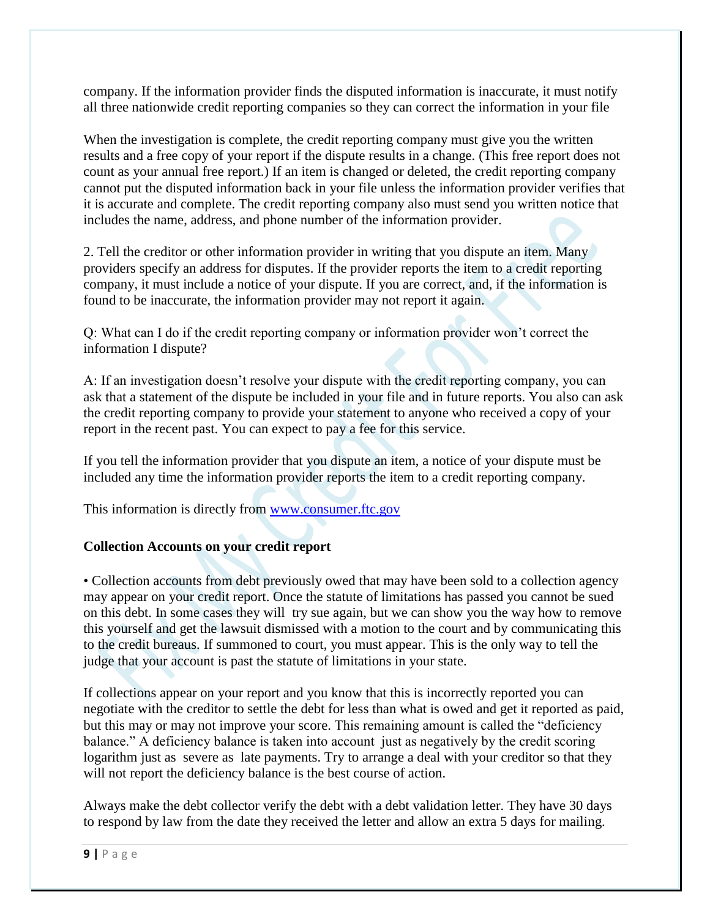company. If the information provider finds the disputed information is inaccurate, it must notify all three nationwide credit reporting companies so they can correct the information in your file

When the investigation is complete, the credit reporting company must give you the written results and a free copy of your report if the dispute results in a change. (This free report does not count as your annual free report.) If an item is changed or deleted, the credit reporting company cannot put the disputed information back in your file unless the information provider verifies that it is accurate and complete. The credit reporting company also must send you written notice that includes the name, address, and phone number of the information provider.

2. Tell the creditor or other information provider in writing that you dispute an item. Many providers specify an address for disputes. If the provider reports the item to a credit reporting company, it must include a notice of your dispute. If you are correct, and, if the information is found to be inaccurate, the information provider may not report it again.

Q: What can I do if the credit reporting company or information provider won't correct the information I dispute?

A: If an investigation doesn't resolve your dispute with the credit reporting company, you can ask that a statement of the dispute be included in your file and in future reports. You also can ask the credit reporting company to provide your statement to anyone who received a copy of your report in the recent past. You can expect to pay a fee for this service.

If you tell the information provider that you dispute an item, a notice of your dispute must be included any time the information provider reports the item to a credit reporting company.

This information is directly from [www.consumer.ftc.gov](http://www.consumer.ftc.gov)

**Collection Accounts on your credit report**

• Collection accounts from debt previously owed that may have been sold to a collection agency may appear on your credit report. Once the statute of limitations has passed you cannot be sued on this debt. In some cases they will try sue again, but we can show you the way how to remove this yourself and get the lawsuit dismissed with a motion to the court and by communicating this to the credit bureaus. If summoned to court, you must appear. This is the only way to tell the judge that your account is past the statute of limitations in your state.

If collections appear on your report and you know that this is incorrectly reported you can negotiate with the creditor to settle the debt for less than what is owed and get it reported as paid, but this may or may not improve your score. This remaining amount is called the "deficiency balance." A deficiency balance is taken into account just as negatively by the credit scoring logarithm just as severe as late payments. Try to arrange a deal with your creditor so that they will not report the deficiency balance is the best course of action.

Always make the debt collector verify the debt with a debt validation letter. They have 30 days to respond by law from the date they received the letter and allow an extra 5 days for mailing.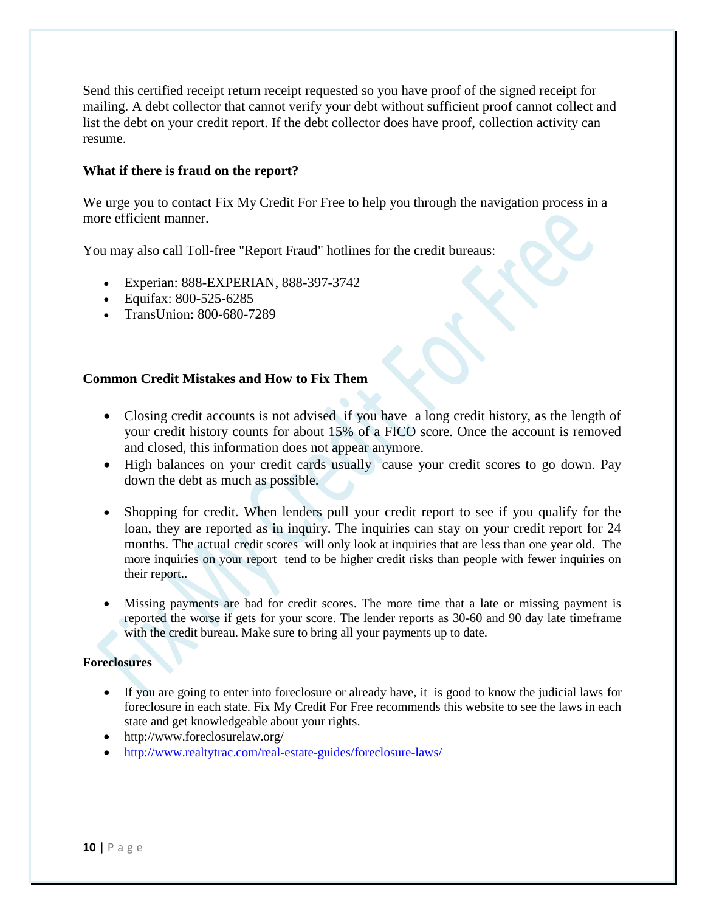Send this certified receipt return receipt requested so you have proof of the signed receipt for mailing. A debt collector that cannot verify your debt without sufficient proof cannot collect and list the debt on your credit report. If the debt collector does have proof, collection activity can resume.

**What if there is fraud on the report?**

We urge you to contact Fix My Credit For Free to help you through the navigation process in a more efficient manner.

You may also call Toll-free "Report Fraud" hotlines for the credit bureaus:

- Experian: 888-EXPERIAN, 888-397-3742
- Equifax: 800-525-6285
- TransUnion: 800-680-7289

**Common Credit Mistakes and How to Fix Them**

- Closing credit accounts is not advised if you have a long credit history, as the length of your credit history counts for about 15% of a FICO score. Once the account is removed and closed, this information does not appear anymore.
- High balances on your credit cards usually cause your credit scores to go down. Pay down the debt as much as possible.
- Shopping for credit. When lenders pull your credit report to see if you qualify for the loan, they are reported as in inquiry. The inquiries can stay on your credit report for 24 months. The actual credit scores will only look at inquiries that are less than one year old. The more inquiries on your report tend to be higher credit risks than people with fewer inquiries on their report..
- Missing payments are bad for credit scores. The more time that a late or missing payment is reported the worse if gets for your score. The lender reports as 30-60 and 90 day late timeframe with the credit bureau. Make sure to bring all your payments up to date.

**Foreclosures**

- If you are going to enter into foreclosure or already have, it is good to know the judicial laws for foreclosure in each state. Fix My Credit For Free recommends this website to see the laws in each state and get knowledgeable about your rights.
- http://www.foreclosurelaw.org/
- http://www.realtytrac.com/real-estate-guides/foreclosure-laws/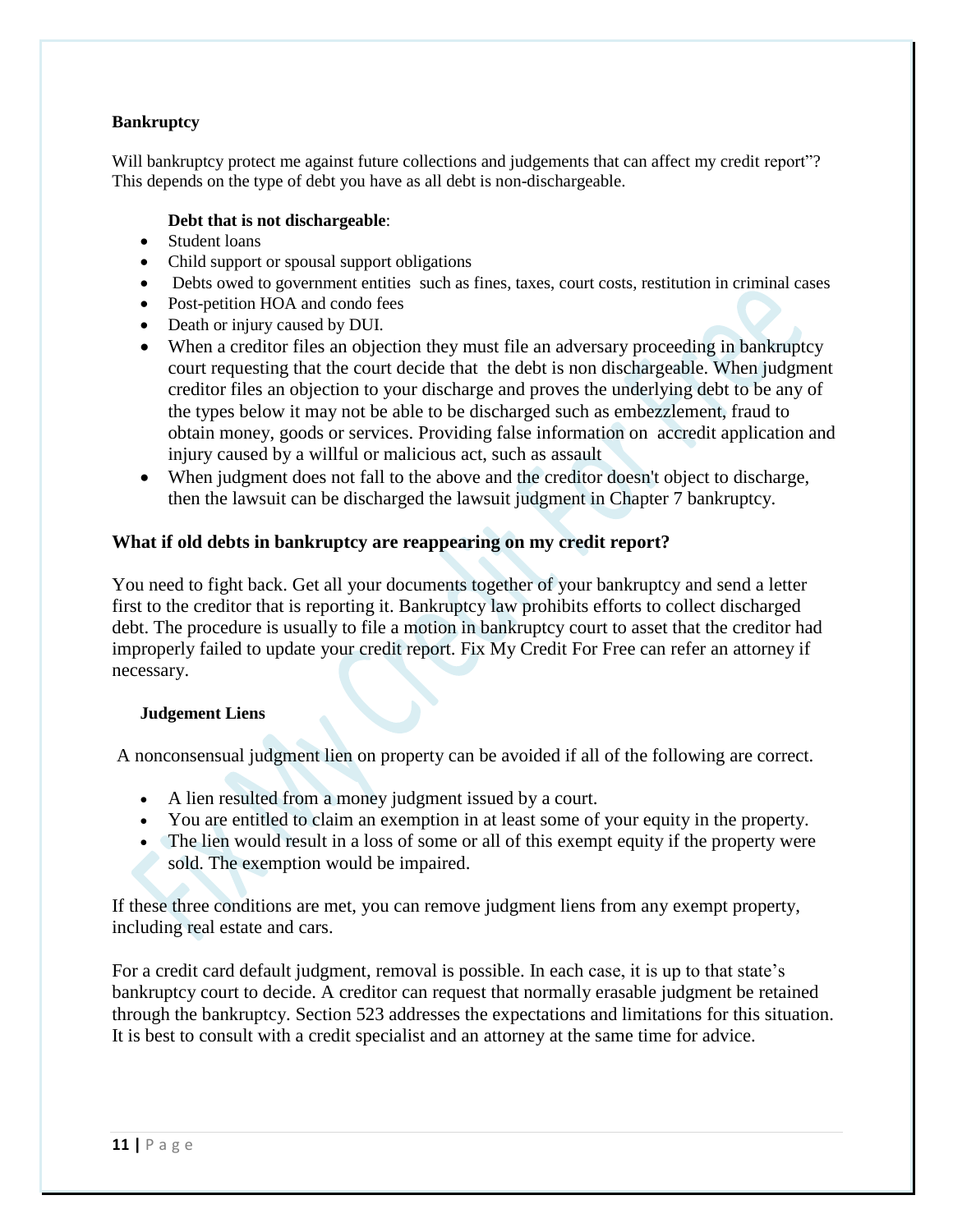**Bankruptcy**

Will bankruptcy protect me against future collections and judgements that can affect my credit report"? This depends on the type of debt you have as all debt is non-dischargeable.

**Debt that is not dischargeable**:

- Student loans
- Child support or spousal support obligations
- Debts owed to government entities such as fines, taxes, court costs, restitution in criminal cases
- Post-petition HOA and condo fees
- Death or injury caused by DUI.
- When a creditor files an objection they must file an adversary proceeding in bankruptcy court requesting that the court decide that the debt is non dischargeable. When judgment creditor files an objection to your discharge and proves the underlying debt to be any of the types below it may not be able to be discharged such as embezzlement, fraud to obtain money, goods or services. Providing false information on accredit application and injury caused by a willful or malicious act, such as assault
- When judgment does not fall to the above and the creditor doesn't object to discharge, then the lawsuit can be discharged the lawsuit judgment in Chapter 7 bankruptcy.

## What if old debts in bankruptcy are reappearing on my credit report?

You need to fight back. Get all your documents together of your bankruptcy and send a letter first to the creditor that is reporting it. Bankruptcy law prohibits efforts to collect discharged debt. The procedure is usually to file a motion in bankruptcy court to asset that the creditor had improperly failed to update your credit report. Fix My Credit For Free can refer an attorney if necessary.

**Judgement Liens**

A nonconsensual judgment lien on property can be avoided if all of the following are correct.

- A lien resulted from a money judgment issued by a court.
- You are entitled to claim an exemption in at least some of your equity in the property.
- The lien would result in a loss of some or all of this exempt equity if the property were sold. The exemption would be impaired.

If these three conditions are met, you can remove judgment liens from any exempt property, including real estate and cars.

For a credit card default judgment, removal is possible. In each case, it is up to that state's bankruptcy court to decide. A creditor can request that normally erasable judgment be retained through the bankruptcy. Section 523 addresses the expectations and limitations for this situation. It is best to consult with a credit specialist and an attorney at the same time for advice.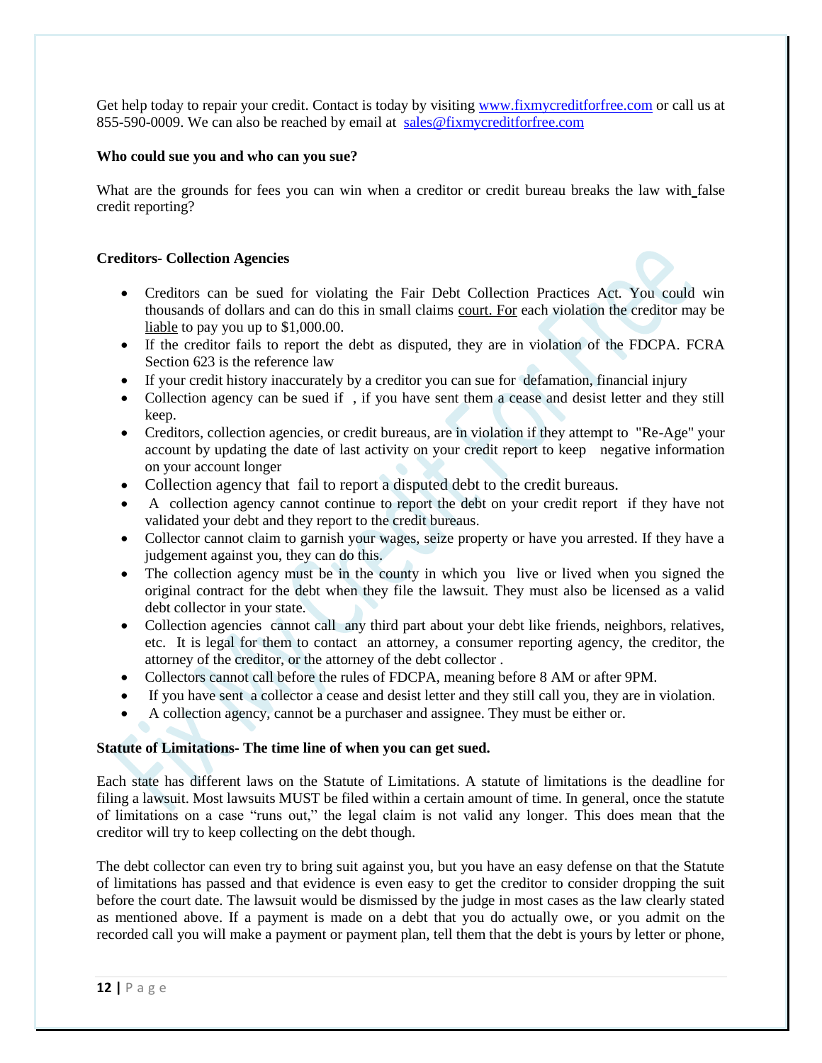Get help today to repair your credit. Contact is today by visiting [www.fixmycreditforfree.com](http://www.fixmycreditforfree.com) or call us at 855-590-0009. We can also be reached by email at [sales@fixmycreditforfree.com](mailto:sales@fixmycreditforfree.com)

**Who could sue you and who can you sue?**

What are the grounds for fees you can win when a creditor or credit bureau breaks the law with false credit reporting?

**Creditors- Collection Agencies**

- Creditors can be sued for violating the Fair Debt Collection Practices Act. You could win thousands of dollars and can do this in small claims court. For each violation the creditor may be liable to pay you up to $1,000.00.
- If the creditor fails to report the debt as disputed, they are in violation of the FDCPA. FCRA Section 623 is the reference law
- If your credit history inaccurately by a creditor you can sue for defamation, financial injury
- Collection agency can be sued if , if you have sent them a cease and desist letter and they still keep.
- Creditors, collection agencies, or credit bureaus, are in violation if they attempt to "Re-Age" your account by updating the date of last activity on your credit report to keep negative information on your account longer
- Collection agency that fail to report a disputed debt to the credit bureaus.
- A collection agency cannot continue to report the debt on your credit report if they have not validated your debt and they report to the credit bureaus.
- Collector cannot claim to garnish your wages, seize property or have you arrested. If they have a judgement against you, they can do this.
- The collection agency must be in the county in which you live or lived when you signed the original contract for the debt when they file the lawsuit. They must also be licensed as a valid debt collector in your state.
- Collection agencies cannot call any third part about your debt like friends, neighbors, relatives, etc. It is legal for them to contact an attorney, a consumer reporting agency, the creditor, the attorney of the creditor, or the attorney of the debt collector .
- Collectors cannot call before the rules of FDCPA, meaning before 8 AM or after 9PM.
- If you have sent a collector a cease and desist letter and they still call you, they are in violation.
- A collection agency, cannot be a purchaser and assignee. They must be either or.

**Statute of Limitations- The time line of when you can get sued.**

Each state has different laws on the Statute of Limitations. A statute of limitations is the deadline for filing a lawsuit. Most lawsuits MUST be filed within a certain amount of time. In general, once the statute of limitations on a case "runs out," the legal claim is not valid any longer. This does mean that the creditor will try to keep collecting on the debt though.

The debt collector can even try to bring suit against you, but you have an easy defense on that the Statute of limitations has passed and that evidence is even easy to get the creditor to consider dropping the suit before the court date. The lawsuit would be dismissed by the judge in most cases as the law clearly stated as mentioned above. If a payment is made on a debt that you do actually owe, or you admit on the recorded call you will make a payment or payment plan, tell them that the debt is yours by letter or phone,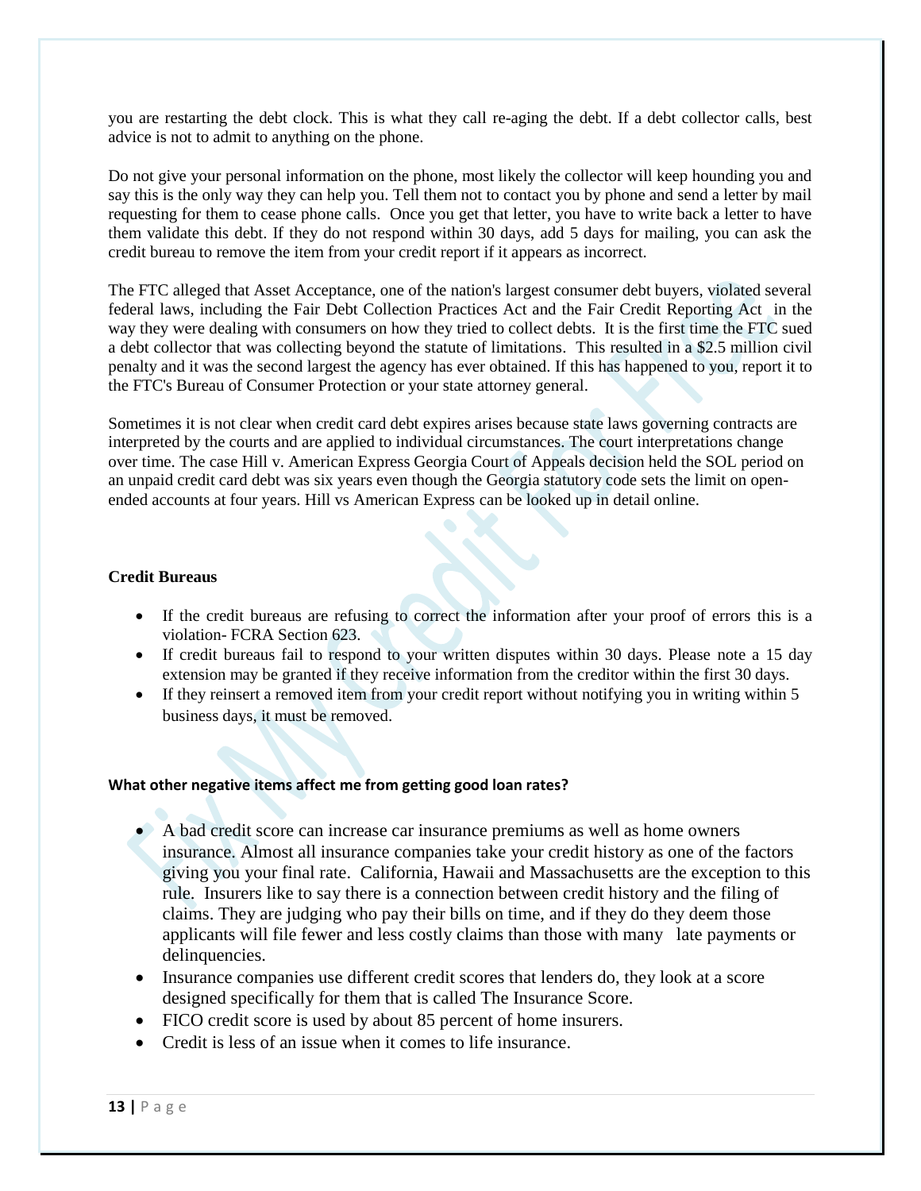you are restarting the debt clock. This is what they call re-aging the debt. If a debt collector calls, best advice is not to admit to anything on the phone.

Do not give your personal information on the phone, most likely the collector will keep hounding you and say this is the only way they can help you. Tell them not to contact you by phone and send a letter by mail requesting for them to cease phone calls. Once you get that letter, you have to write back a letter to have them validate this debt. If they do not respond within 30 days, add 5 days for mailing, you can ask the credit bureau to remove the item from your credit report if it appears as incorrect.

The FTC alleged that Asset Acceptance, one of the nation's largest consumer debt buyers, violated several federal laws, including the Fair Debt Collection Practices Act and the Fair Credit Reporting Act in the way they were dealing with consumers on how they tried to collect debts. It is the first time the FTC sued a debt collector that was collecting beyond the statute of limitations. This resulted in a $2.5 million civil penalty and it was the second largest the agency has ever obtained. If this has happened to you, report it to the FTC's Bureau of Consumer Protection or your state attorney general.

Sometimes it is not clear when credit card debt expires arises because state laws governing contracts are interpreted by the courts and are applied to individual circumstances. The court interpretations change over time. The case Hill v. American Express Georgia Court of Appeals decision held the SOL period on an unpaid credit card debt was six years even though the Georgia statutory code sets the limit on open-ended accounts at four years. Hill vs American Express can be looked up in detail online.

**Credit Bureaus**

- If the credit bureaus are refusing to correct the information after your proof of errors this is a violation- FCRA Section 623.
- If credit bureaus fail to respond to your written disputes within 30 days. Please note a 15 day extension may be granted if they receive information from the creditor within the first 30 days.
- If they reinsert a removed item from your credit report without notifying you in writing within 5 business days, it must be removed.

**What other negative items affect me from getting good loan rates?**

- A bad credit score can increase car insurance premiums as well as home owners insurance. Almost all insurance companies take your credit history as one of the factors giving you your final rate. California, Hawaii and Massachusetts are the exception to this rule. Insurers like to say there is a connection between credit history and the filing of claims. They are judging who pay their bills on time, and if they do they deem those applicants will file fewer and less costly claims than those with many late payments or delinquencies.
- Insurance companies use different credit scores that lenders do, they look at a score designed specifically for them that is called The Insurance Score.
- FICO credit score is used by about 85 percent of home insurers.
- Credit is less of an issue when it comes to life insurance.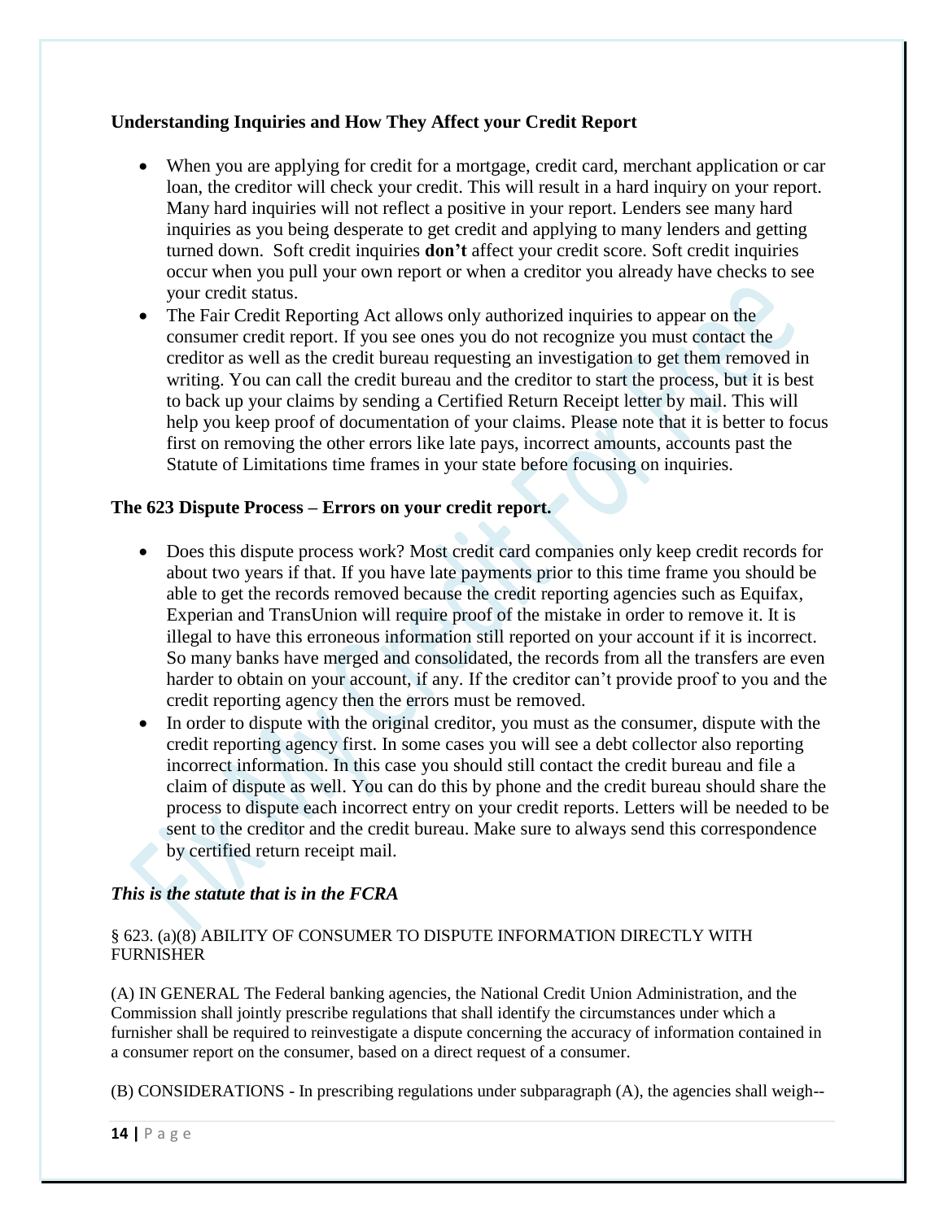**Understanding Inquiries and How They Affect your Credit Report**

- When you are applying for credit for a mortgage, credit card, merchant application or car loan, the creditor will check your credit. This will result in a hard inquiry on your report. Many hard inquiries will not reflect a positive in your report. Lenders see many hard inquiries as you being desperate to get credit and applying to many lenders and getting turned down. Soft credit inquiries **don't** affect your credit score. Soft credit inquiries occur when you pull your own report or when a creditor you already have checks to see your credit status.
- The Fair Credit Reporting Act allows only authorized inquiries to appear on the consumer credit report. If you see ones you do not recognize you must contact the creditor as well as the credit bureau requesting an investigation to get them removed in writing. You can call the credit bureau and the creditor to start the process, but it is best to back up your claims by sending a Certified Return Receipt letter by mail. This will help you keep proof of documentation of your claims. Please note that it is better to focus first on removing the other errors like late pays, incorrect amounts, accounts past the Statute of Limitations time frames in your state before focusing on inquiries.

**The 623 Dispute Process – Errors on your credit report.**

- Does this dispute process work? Most credit card companies only keep credit records for about two years if that. If you have late payments prior to this time frame you should be able to get the records removed because the credit reporting agencies such as Equifax, Experian and TransUnion will require proof of the mistake in order to remove it. It is illegal to have this erroneous information still reported on your account if it is incorrect. So many banks have merged and consolidated, the records from all the transfers are even harder to obtain on your account, if any. If the creditor can't provide proof to you and the credit reporting agency then the errors must be removed.
- In order to dispute with the original creditor, you must as the consumer, dispute with the credit reporting agency first. In some cases you will see a debt collector also reporting incorrect information. In this case you should still contact the credit bureau and file a claim of dispute as well. You can do this by phone and the credit bureau should share the process to dispute each incorrect entry on your credit reports. Letters will be needed to be sent to the creditor and the credit bureau. Make sure to always send this correspondence by certified return receipt mail.

***This is the statute that is in the FCRA***

§ 623. (a)(8) ABILITY OF CONSUMER TO DISPUTE INFORMATION DIRECTLY WITH FURNISHER

(A) IN GENERAL The Federal banking agencies, the National Credit Union Administration, and the Commission shall jointly prescribe regulations that shall identify the circumstances under which a furnisher shall be required to reinvestigate a dispute concerning the accuracy of information contained in a consumer report on the consumer, based on a direct request of a consumer.

(B) CONSIDERATIONS - In prescribing regulations under subparagraph (A), the agencies shall weigh--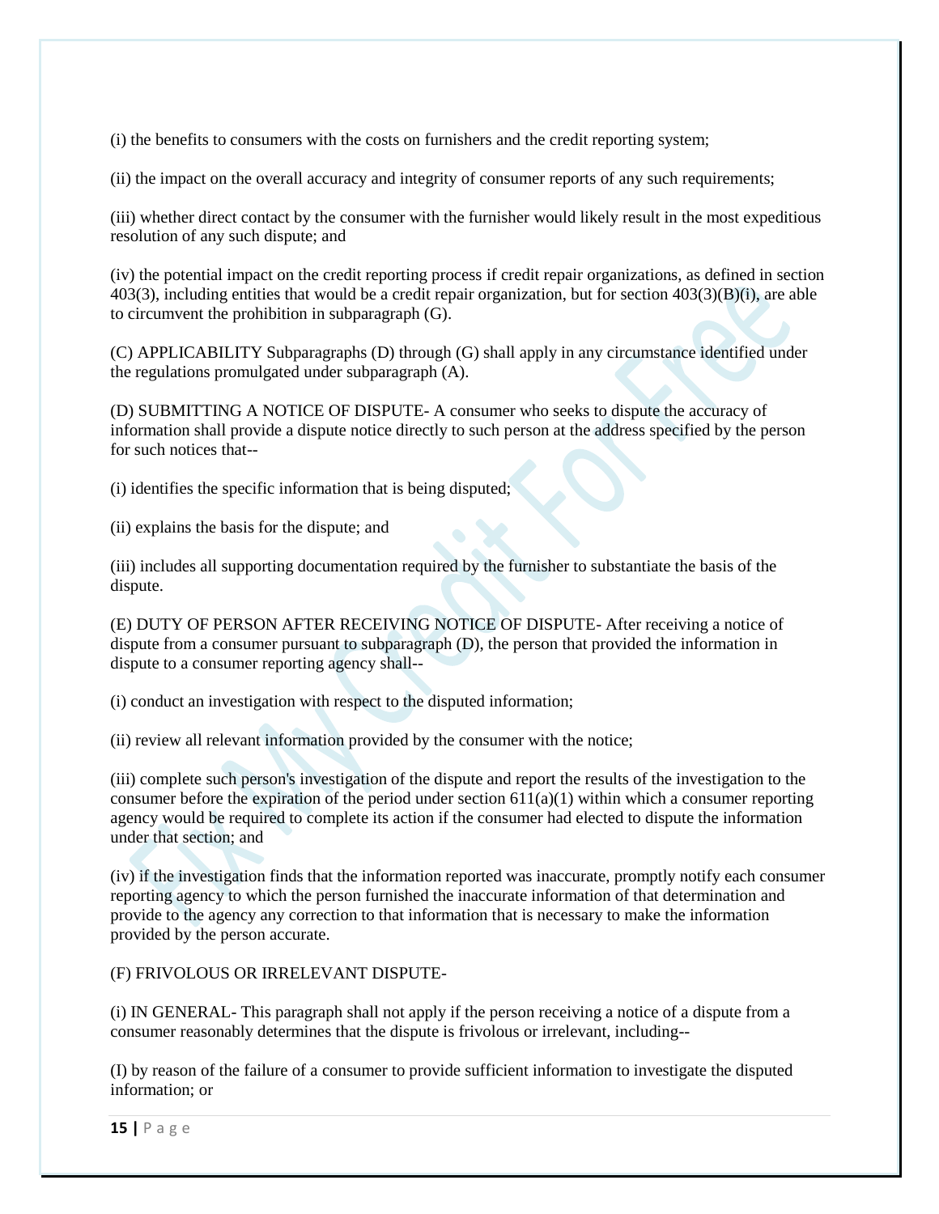(i) the benefits to consumers with the costs on furnishers and the credit reporting system;

(ii) the impact on the overall accuracy and integrity of consumer reports of any such requirements;

(iii) whether direct contact by the consumer with the furnisher would likely result in the most expeditious resolution of any such dispute; and

(iv) the potential impact on the credit reporting process if credit repair organizations, as defined in section 403(3), including entities that would be a credit repair organization, but for section 403(3)(B)(i), are able to circumvent the prohibition in subparagraph (G).

(C) APPLICABILITY Subparagraphs (D) through (G) shall apply in any circumstance identified under the regulations promulgated under subparagraph (A).

(D) SUBMITTING A NOTICE OF DISPUTE- A consumer who seeks to dispute the accuracy of information shall provide a dispute notice directly to such person at the address specified by the person for such notices that--

(i) identifies the specific information that is being disputed;

(ii) explains the basis for the dispute; and

(iii) includes all supporting documentation required by the furnisher to substantiate the basis of the dispute.

(E) DUTY OF PERSON AFTER RECEIVING NOTICE OF DISPUTE- After receiving a notice of dispute from a consumer pursuant to subparagraph (D), the person that provided the information in dispute to a consumer reporting agency shall--

(i) conduct an investigation with respect to the disputed information;

(ii) review all relevant information provided by the consumer with the notice;

(iii) complete such person's investigation of the dispute and report the results of the investigation to the consumer before the expiration of the period under section 611(a)(1) within which a consumer reporting agency would be required to complete its action if the consumer had elected to dispute the information under that section; and

(iv) if the investigation finds that the information reported was inaccurate, promptly notify each consumer reporting agency to which the person furnished the inaccurate information of that determination and provide to the agency any correction to that information that is necessary to make the information provided by the person accurate.

(F) FRIVOLOUS OR IRRELEVANT DISPUTE-

(i) IN GENERAL- This paragraph shall not apply if the person receiving a notice of a dispute from a consumer reasonably determines that the dispute is frivolous or irrelevant, including--

(I) by reason of the failure of a consumer to provide sufficient information to investigate the disputed information; or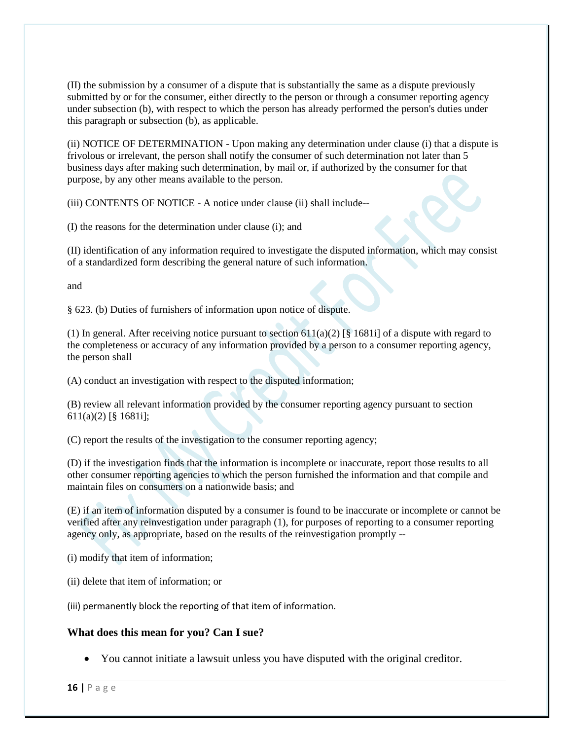(II) the submission by a consumer of a dispute that is substantially the same as a dispute previously submitted by or for the consumer, either directly to the person or through a consumer reporting agency under subsection (b), with respect to which the person has already performed the person's duties under this paragraph or subsection (b), as applicable.

(ii) NOTICE OF DETERMINATION - Upon making any determination under clause (i) that a dispute is frivolous or irrelevant, the person shall notify the consumer of such determination not later than 5 business days after making such determination, by mail or, if authorized by the consumer for that purpose, by any other means available to the person.

(iii) CONTENTS OF NOTICE - A notice under clause (ii) shall include--

(I) the reasons for the determination under clause (i); and

(II) identification of any information required to investigate the disputed information, which may consist of a standardized form describing the general nature of such information.

and

§ 623. (b) Duties of furnishers of information upon notice of dispute.

(1) In general. After receiving notice pursuant to section 611(a)(2) [§ 1681i] of a dispute with regard to the completeness or accuracy of any information provided by a person to a consumer reporting agency, the person shall

(A) conduct an investigation with respect to the disputed information;

(B) review all relevant information provided by the consumer reporting agency pursuant to section 611(a)(2) [§ 1681i];

(C) report the results of the investigation to the consumer reporting agency;

(D) if the investigation finds that the information is incomplete or inaccurate, report those results to all other consumer reporting agencies to which the person furnished the information and that compile and maintain files on consumers on a nationwide basis; and

(E) if an item of information disputed by a consumer is found to be inaccurate or incomplete or cannot be verified after any reinvestigation under paragraph (1), for purposes of reporting to a consumer reporting agency only, as appropriate, based on the results of the reinvestigation promptly --

(i) modify that item of information;

(ii) delete that item of information; or

(iii) permanently block the reporting of that item of information.

**What does this mean for you? Can I sue?**

- You cannot initiate a lawsuit unless you have disputed with the original creditor.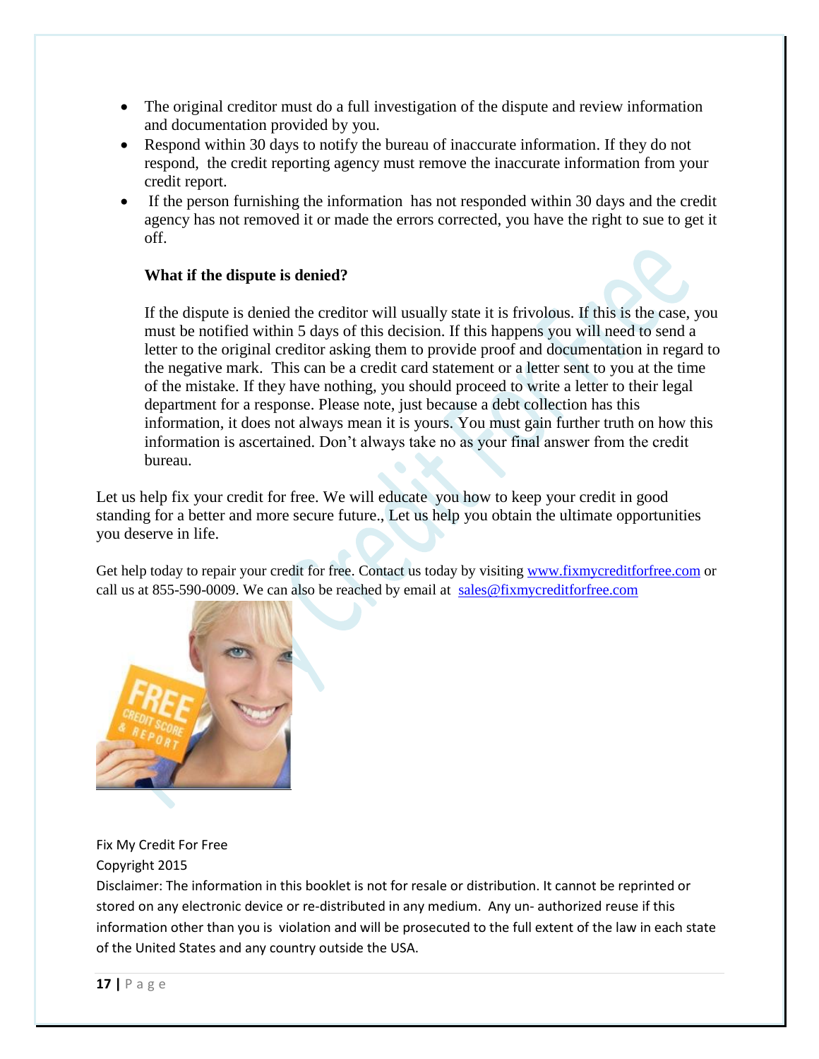- The original creditor must do a full investigation of the dispute and review information and documentation provided by you.
- Respond within 30 days to notify the bureau of inaccurate information. If they do not respond, the credit reporting agency must remove the inaccurate information from your credit report.
- If the person furnishing the information has not responded within 30 days and the credit agency has not removed it or made the errors corrected, you have the right to sue to get it off.

**What if the dispute is denied?**

If the dispute is denied the creditor will usually state it is frivolous. If this is the case, you must be notified within 5 days of this decision. If this happens you will need to send a letter to the original creditor asking them to provide proof and documentation in regard to the negative mark. This can be a credit card statement or a letter sent to you at the time of the mistake. If they have nothing, you should proceed to write a letter to their legal department for a response. Please note, just because a debt collection has this information, it does not always mean it is yours. You must gain further truth on how this information is ascertained. Don't always take no as your final answer from the credit bureau.

Let us help fix your credit for free. We will educate you how to keep your credit in good standing for a better and more secure future., Let us help you obtain the ultimate opportunities you deserve in life.

Get help today to repair your credit for free. Contact us today by visiting www.fixmycreditforfree.com or call us at 855-590-0009. We can also be reached by email at sales@fixmycreditforfree.com

Fix My Credit For Free
Copyright 2015
Disclaimer: The information in this booklet is not for resale or distribution. It cannot be reprinted or stored on any electronic device or re-distributed in any medium. Any un- authorized reuse if this information other than you is violation and will be prosecuted to the full extent of the law in each state of the United States and any country outside the USA.